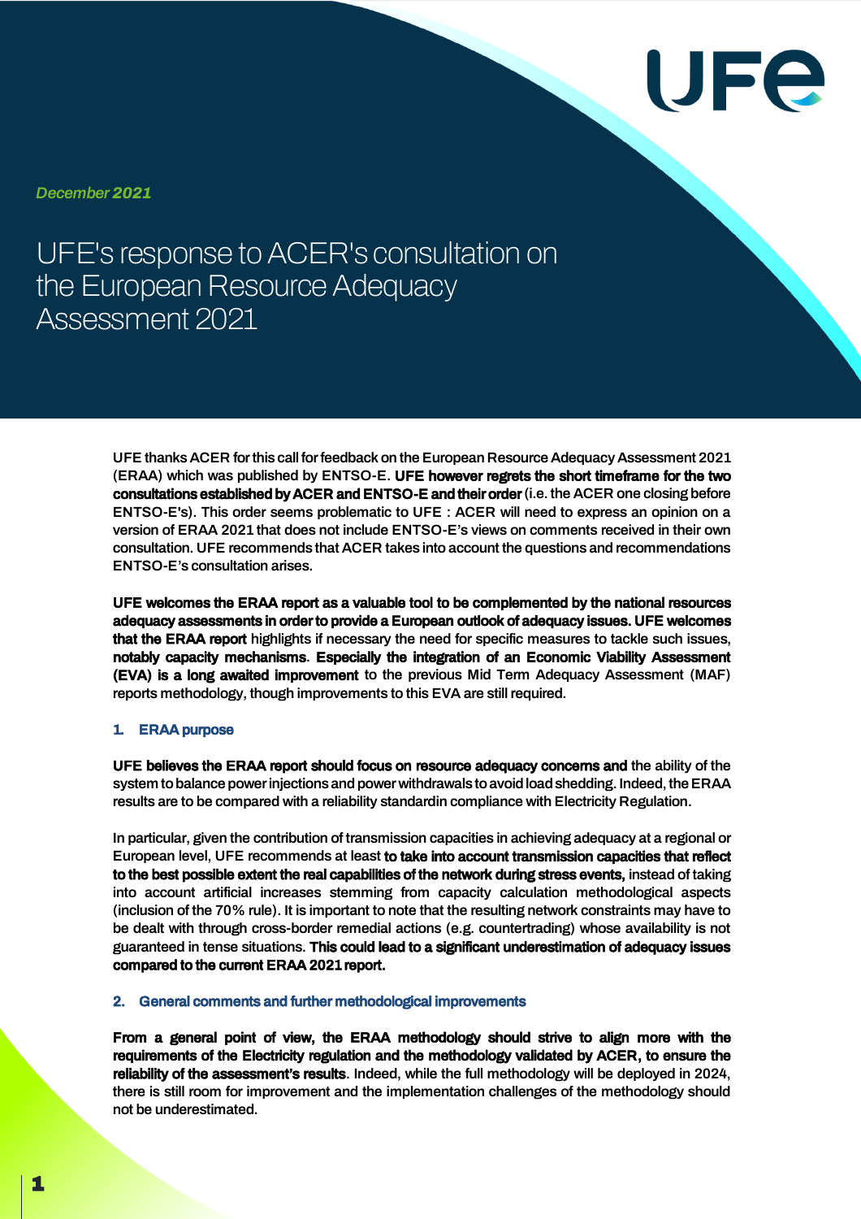*December* ***2021***

# UFE's response to ACER's consultation on the European Resource Adequacy Assessment 2021

UFE thanks ACER for this call for feedback on the European Resource Adequacy Assessment 2021 (ERAA) which was published by ENTSO-E. **UFE however regrets the short timeframe for the two consultations established by ACER and ENTSO-E and their order** (i.e. the ACER one closing before ENTSO-E's). This order seems problematic to UFE : ACER will need to express an opinion on a version of ERAA 2021 that does not include ENTSO-E's views on comments received in their own consultation. UFE recommends that ACER takes into account the questions and recommendations ENTSO-E's consultation arises.

**UFE welcomes the ERAA report as a valuable tool to be complemented by the national resources adequacy assessments in order to provide a European outlook of adequacy issues. UFE welcomes that the ERAA report** highlights if necessary the need for specific measures to tackle such issues, **notably capacity mechanisms**. **Especially the integration of an Economic Viability Assessment (EVA) is a long awaited improvement** to the previous Mid Term Adequacy Assessment (MAF) reports methodology, though improvements to this EVA are still required.

## 1. ERAA purpose

**UFE believes the ERAA report should focus on resource adequacy concerns and** the ability of the system to balance power injections and power withdrawals to avoid load shedding. Indeed, the ERAA results are to be compared with a reliability standardin compliance with Electricity Regulation.

In particular, given the contribution of transmission capacities in achieving adequacy at a regional or European level, UFE recommends at least **to take into account transmission capacities that reflect to the best possible extent the real capabilities of the network during stress events,** instead of taking into account artificial increases stemming from capacity calculation methodological aspects (inclusion of the 70% rule). It is important to note that the resulting network constraints may have to be dealt with through cross-border remedial actions (e.g. countertrading) whose availability is not guaranteed in tense situations. **This could lead to a significant underestimation of adequacy issues compared to the current ERAA 2021 report.**

## 2. General comments and further methodological improvements

**From a general point of view, the ERAA methodology should strive to align more with the requirements of the Electricity regulation and the methodology validated by ACER, to ensure the reliability of the assessment's results**. Indeed, while the full methodology will be deployed in 2024, there is still room for improvement and the implementation challenges of the methodology should not be underestimated.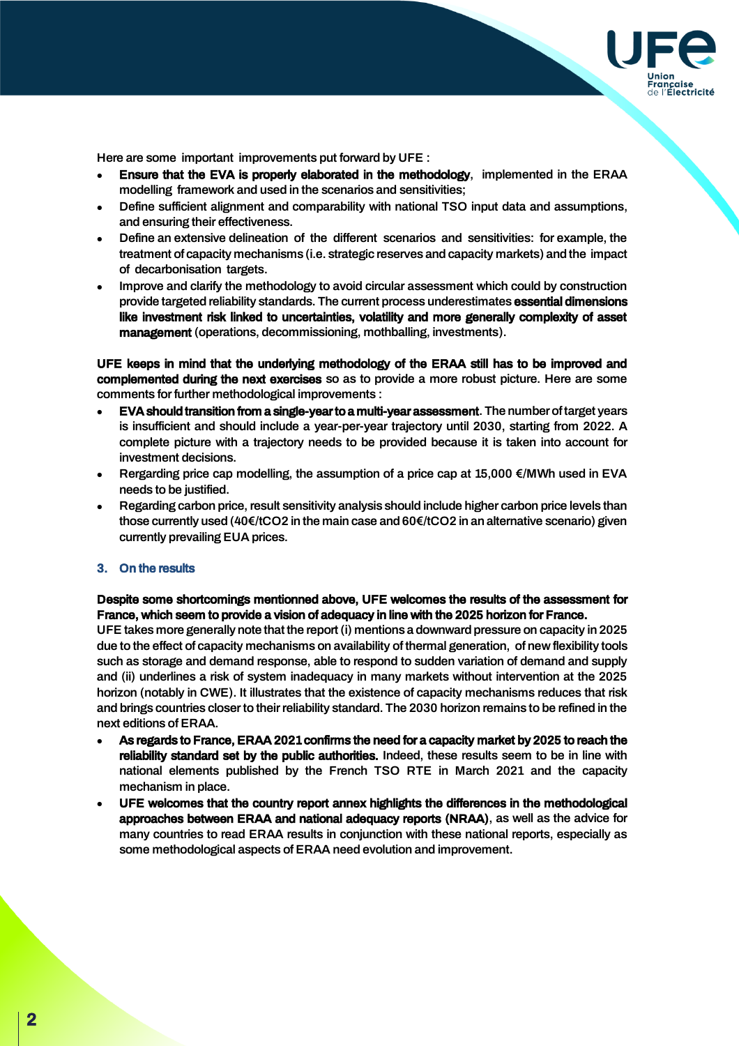Here are some important improvements put forward by UFE :

- **Ensure that the EVA is properly elaborated in the methodology**, implemented in the ERAA modelling framework and used in the scenarios and sensitivities;
- Define sufficient alignment and comparability with national TSO input data and assumptions, and ensuring their effectiveness.
- Define an extensive delineation of the different scenarios and sensitivities: for example, the treatment of capacity mechanisms (i.e. strategic reserves and capacity markets) and the impact of decarbonisation targets.
- Improve and clarify the methodology to avoid circular assessment which could by construction provide targeted reliability standards. The current process underestimates **essential dimensions like investment risk linked to uncertainties, volatility and more generally complexity of asset management** (operations, decommissioning, mothballing, investments).

**UFE keeps in mind that the underlying methodology of the ERAA still has to be improved and complemented during the next exercises** so as to provide a more robust picture. Here are some comments for further methodological improvements :

- **EVA should transition from a single-year to a multi-year assessment**. The number of target years is insufficient and should include a year-per-year trajectory until 2030, starting from 2022. A complete picture with a trajectory needs to be provided because it is taken into account for investment decisions.
- Rergarding price cap modelling, the assumption of a price cap at 15,000 €/MWh used in EVA needs to be justified.
- Regarding carbon price, result sensitivity analysis should include higher carbon price levels than those currently used (40€/t$CO_2$ in the main case and 60€/t$CO_2$ in an alternative scenario) given currently prevailing EUA prices.

## 3. On the results

**Despite some shortcomings mentionned above, UFE welcomes the results of the assessment for France, which seem to provide a vision of adequacy in line with the 2025 horizon for France.**
UFE takes more generally note that the report (i) mentions a downward pressure on capacity in 2025 due to the effect of capacity mechanisms on availability of thermal generation, of new flexibility tools such as storage and demand response, able to respond to sudden variation of demand and supply and (ii) underlines a risk of system inadequacy in many markets without intervention at the 2025 horizon (notably in CWE). It illustrates that the existence of capacity mechanisms reduces that risk and brings countries closer to their reliability standard. The 2030 horizon remains to be refined in the next editions of ERAA.

- **As regards to France, ERAA 2021 confirms the need for a capacity market by 2025 to reach the reliability standard set by the public authorities.** Indeed, these results seem to be in line with national elements published by the French TSO RTE in March 2021 and the capacity mechanism in place.
- **UFE welcomes that the country report annex highlights the differences in the methodological approaches between ERAA and national adequacy reports (NRAA)**, as well as the advice for many countries to read ERAA results in conjunction with these national reports, especially as some methodological aspects of ERAA need evolution and improvement.